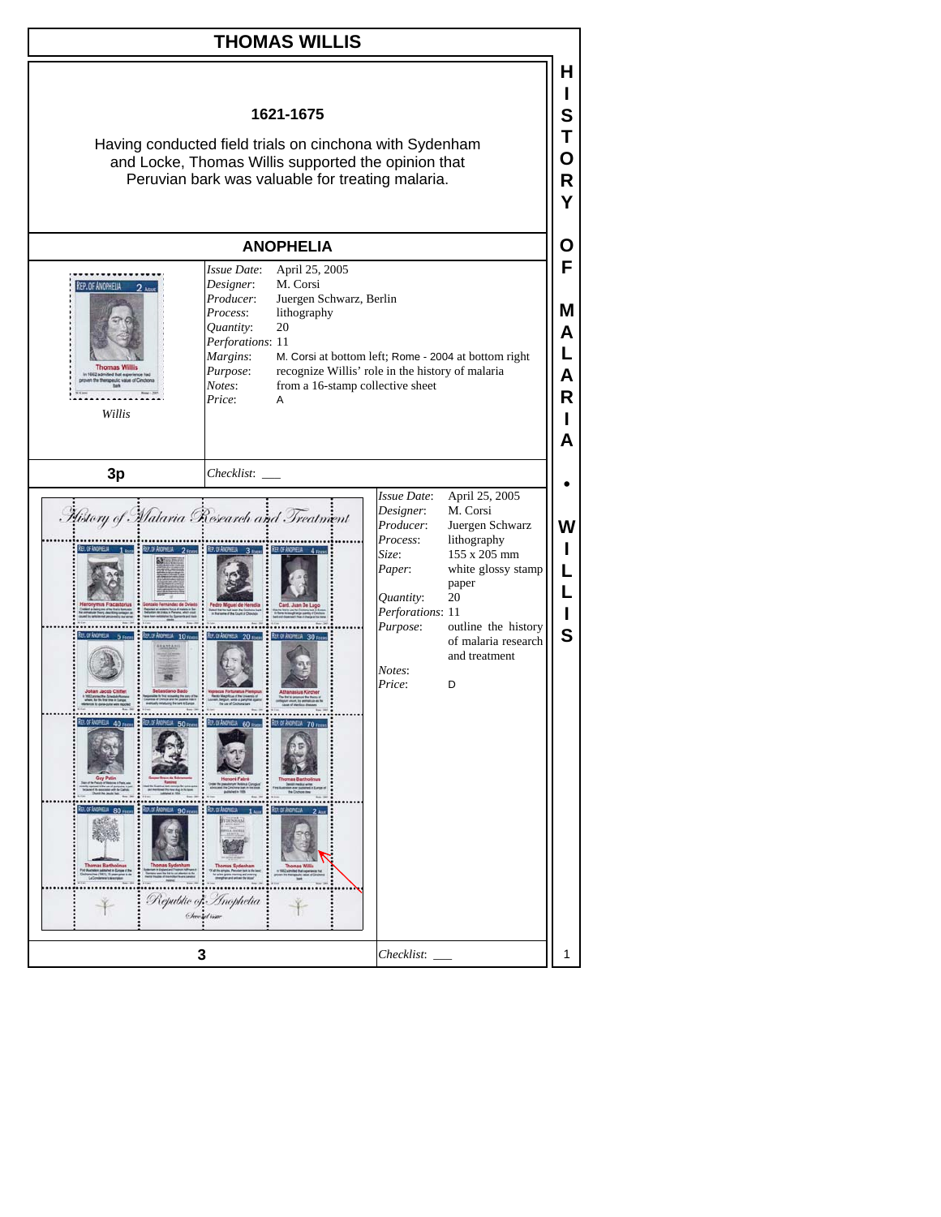# THOMAS WILLIS

**1621-1675**

Having conducted field trials on cinchona with Sydenham and Locke, Thomas Willis supported the opinion that Peruvian bark was valuable for treating malaria.

## ANOPHELIA

*Willis*

| | |
|---|---|
| *Issue Date*: | April 25, 2005 |
| *Designer*: | M. Corsi |
| *Producer*: | Juergen Schwarz, Berlin |
| *Process*: | lithography |
| *Quantity*: | 20 |
| *Perforations*: | 11 |
| *Margins*: | M. Corsi at bottom left; Rome - 2004 at bottom right |
| *Purpose*: | recognize Willis' role in the history of malaria |
| *Notes*: | from a 16-stamp collective sheet |
| *Price*: | A |

**3p**

*Checklist*: ___

| | |
|---|---|
| *Issue Date*: | April 25, 2005 |
| *Designer*: | M. Corsi |
| *Producer*: | Juergen Schwarz |
| *Process*: | lithography |
| *Size*: | 155 x 205 mm |
| *Paper*: | white glossy stamp paper |
| *Quantity*: | 20 |
| *Perforations*: | 11 |
| *Purpose*: | outline the history of malaria research and treatment |
| *Notes*: | |
| *Price*: | D |

**3**

*Checklist*: ___

HISTORY OF MALARIA • WILLIS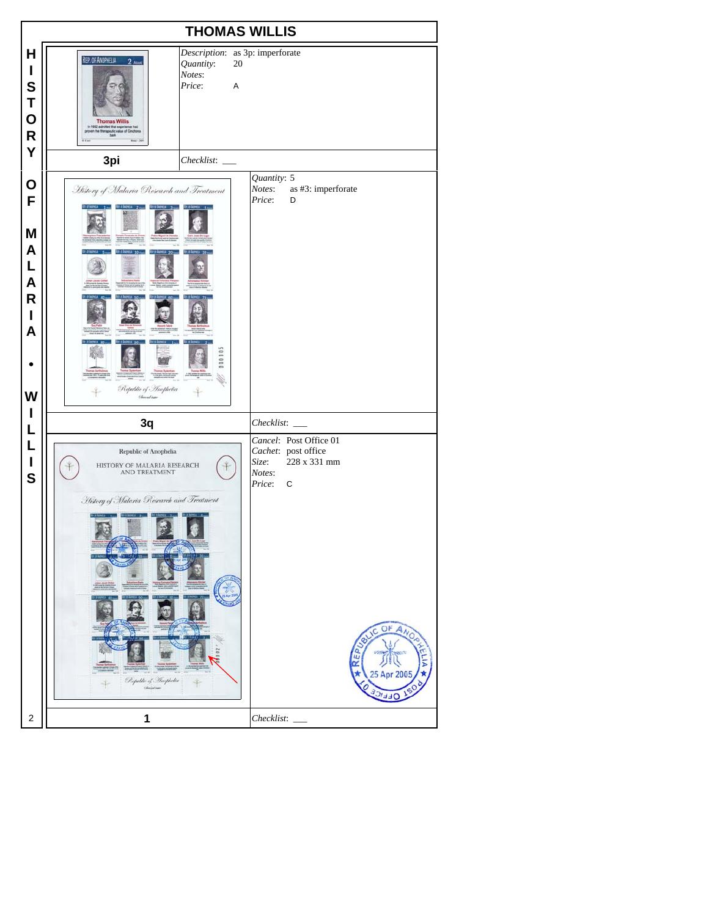# THOMAS WILLIS

HISTORY OF MALARIA • WILLIS

## 3pi

*Description*: as 3p: imperforate
*Quantity*: 20
*Notes*:
*Price*: A

*Checklist*: ___

## 3q

*Quantity*: 5
*Notes*: as #3: imperforate
*Price*: D

*Checklist*: ___

## 1

*Cancel*: Post Office 01
*Cachet*: post office
*Size*: 228 x 331 mm
*Notes*:
*Price*: C

*Checklist*: ___